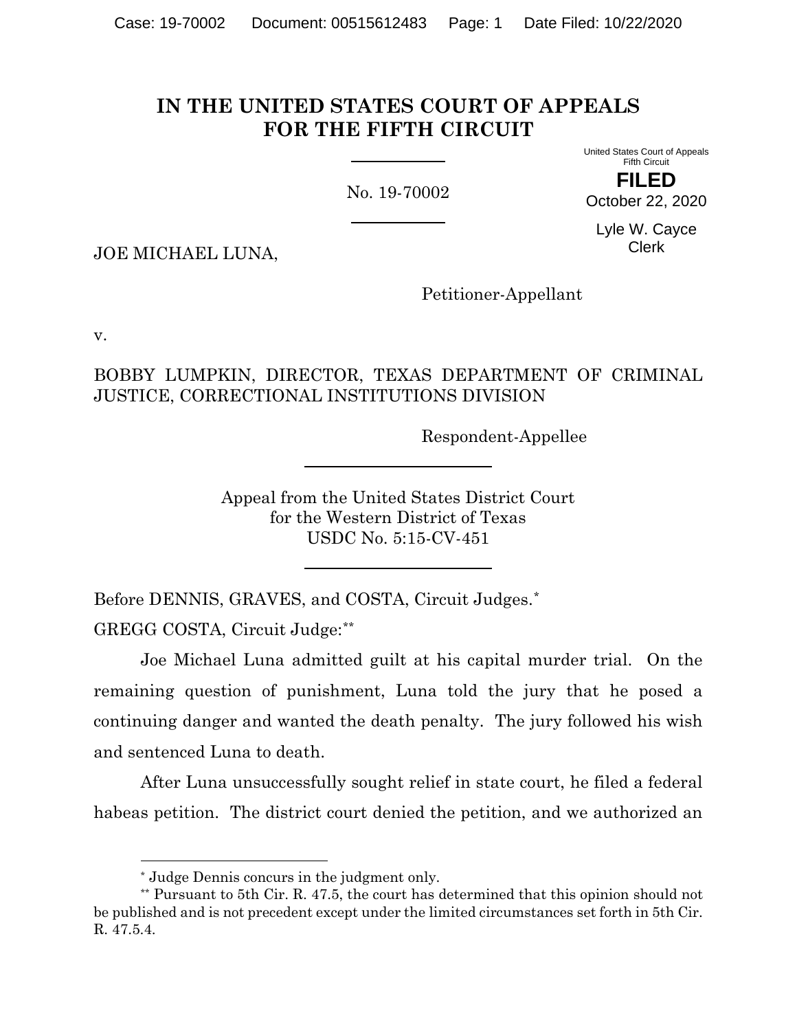# IN THE UNITED STATES COURT OF APPEALS FOR THE FIFTH CIRCUIT

United States Court of Appeals
Fifth Circuit

**FILED**

October 22, 2020

Lyle W. Cayce
Clerk

No. 19-70002

JOE MICHAEL LUNA,

Petitioner-Appellant

v.

BOBBY LUMPKIN, DIRECTOR, TEXAS DEPARTMENT OF CRIMINAL JUSTICE, CORRECTIONAL INSTITUTIONS DIVISION

Respondent-Appellee

Appeal from the United States District Court
for the Western District of Texas
USDC No. 5:15-CV-451

Before DENNIS, GRAVES, and COSTA, Circuit Judges.[*]

GREGG COSTA, Circuit Judge:[**]

Joe Michael Luna admitted guilt at his capital murder trial. On the remaining question of punishment, Luna told the jury that he posed a continuing danger and wanted the death penalty. The jury followed his wish and sentenced Luna to death.

After Luna unsuccessfully sought relief in state court, he filed a federal habeas petition. The district court denied the petition, and we authorized an

[*] Judge Dennis concurs in the judgment only.

[**] Pursuant to 5th Cir. R. 47.5, the court has determined that this opinion should not be published and is not precedent except under the limited circumstances set forth in 5th Cir. R. 47.5.4.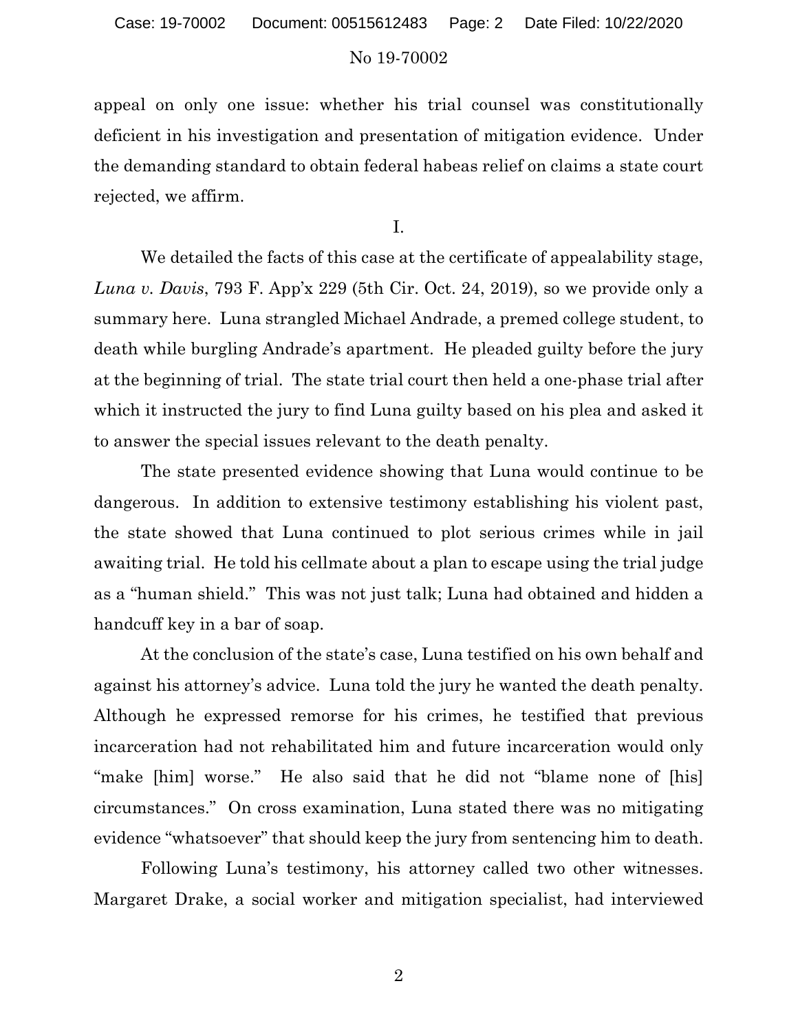appeal on only one issue: whether his trial counsel was constitutionally deficient in his investigation and presentation of mitigation evidence. Under the demanding standard to obtain federal habeas relief on claims a state court rejected, we affirm.

I.

We detailed the facts of this case at the certificate of appealability stage, *Luna v. Davis*, 793 F. App'x 229 (5th Cir. Oct. 24, 2019), so we provide only a summary here. Luna strangled Michael Andrade, a premed college student, to death while burgling Andrade's apartment. He pleaded guilty before the jury at the beginning of trial. The state trial court then held a one-phase trial after which it instructed the jury to find Luna guilty based on his plea and asked it to answer the special issues relevant to the death penalty.

The state presented evidence showing that Luna would continue to be dangerous. In addition to extensive testimony establishing his violent past, the state showed that Luna continued to plot serious crimes while in jail awaiting trial. He told his cellmate about a plan to escape using the trial judge as a "human shield." This was not just talk; Luna had obtained and hidden a handcuff key in a bar of soap.

At the conclusion of the state's case, Luna testified on his own behalf and against his attorney's advice. Luna told the jury he wanted the death penalty. Although he expressed remorse for his crimes, he testified that previous incarceration had not rehabilitated him and future incarceration would only "make [him] worse." He also said that he did not "blame none of [his] circumstances." On cross examination, Luna stated there was no mitigating evidence "whatsoever" that should keep the jury from sentencing him to death.

Following Luna's testimony, his attorney called two other witnesses. Margaret Drake, a social worker and mitigation specialist, had interviewed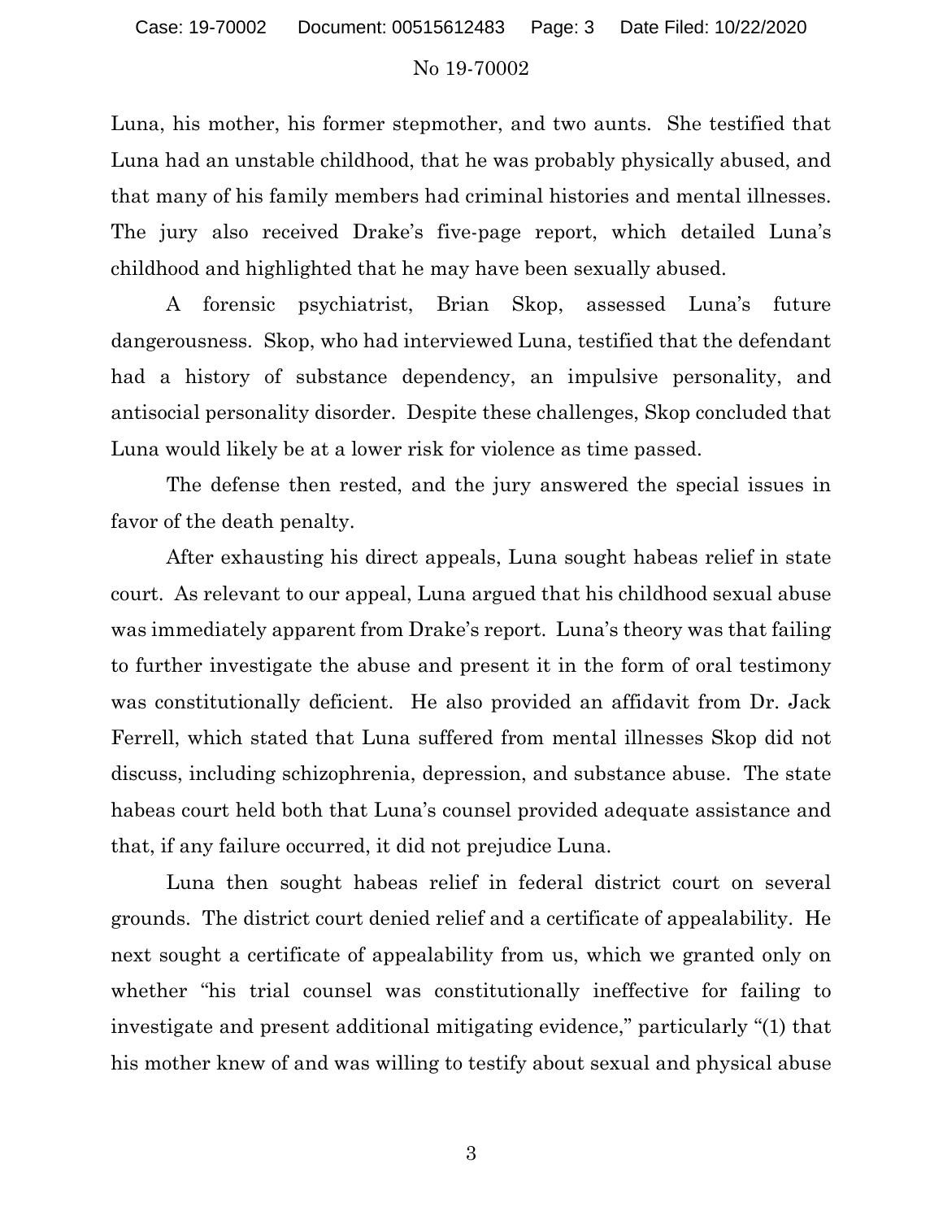Luna, his mother, his former stepmother, and two aunts. She testified that Luna had an unstable childhood, that he was probably physically abused, and that many of his family members had criminal histories and mental illnesses. The jury also received Drake's five-page report, which detailed Luna's childhood and highlighted that he may have been sexually abused.

A forensic psychiatrist, Brian Skop, assessed Luna's future dangerousness. Skop, who had interviewed Luna, testified that the defendant had a history of substance dependency, an impulsive personality, and antisocial personality disorder. Despite these challenges, Skop concluded that Luna would likely be at a lower risk for violence as time passed.

The defense then rested, and the jury answered the special issues in favor of the death penalty.

After exhausting his direct appeals, Luna sought habeas relief in state court. As relevant to our appeal, Luna argued that his childhood sexual abuse was immediately apparent from Drake's report. Luna's theory was that failing to further investigate the abuse and present it in the form of oral testimony was constitutionally deficient. He also provided an affidavit from Dr. Jack Ferrell, which stated that Luna suffered from mental illnesses Skop did not discuss, including schizophrenia, depression, and substance abuse. The state habeas court held both that Luna's counsel provided adequate assistance and that, if any failure occurred, it did not prejudice Luna.

Luna then sought habeas relief in federal district court on several grounds. The district court denied relief and a certificate of appealability. He next sought a certificate of appealability from us, which we granted only on whether "his trial counsel was constitutionally ineffective for failing to investigate and present additional mitigating evidence," particularly "(1) that his mother knew of and was willing to testify about sexual and physical abuse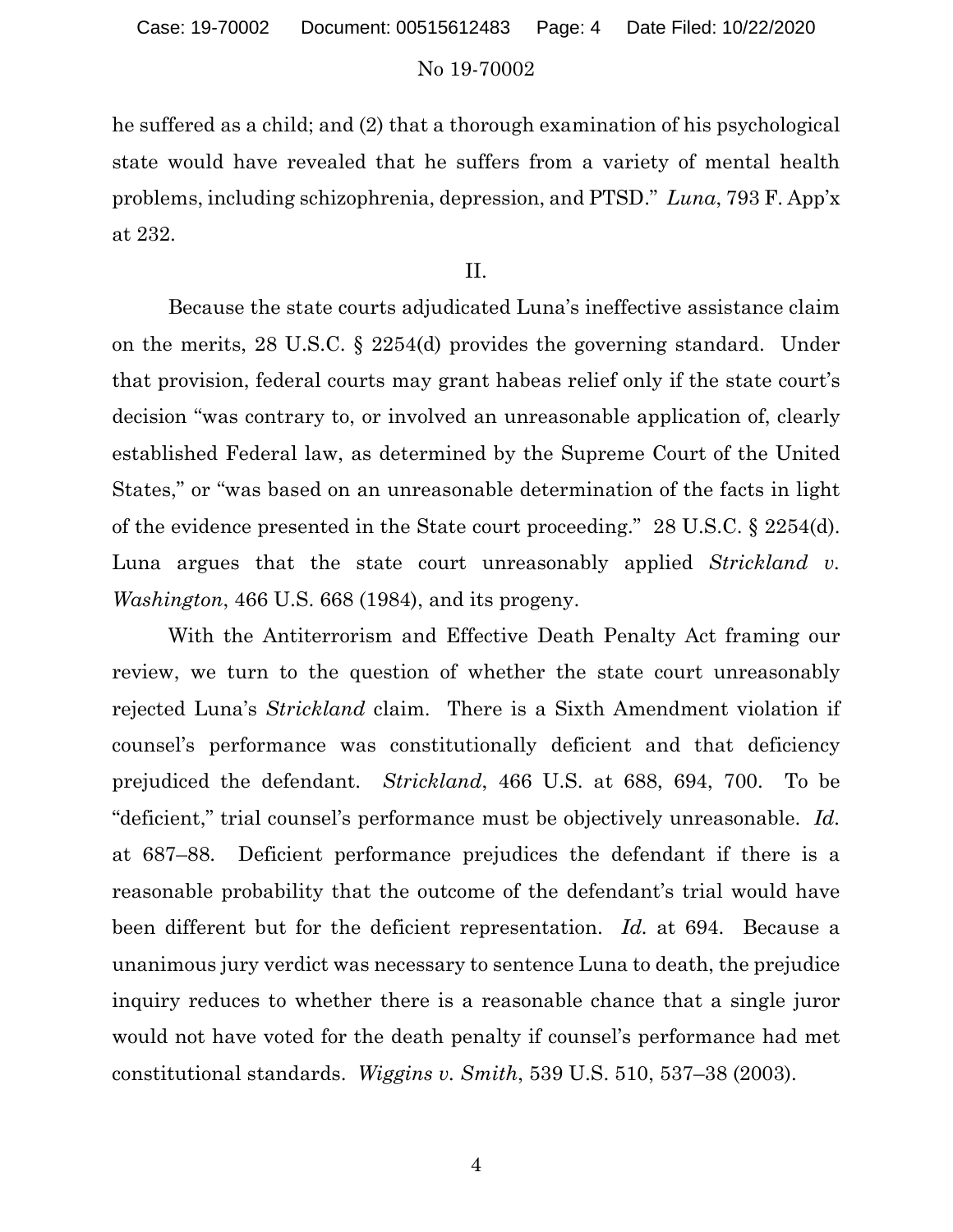he suffered as a child; and (2) that a thorough examination of his psychological state would have revealed that he suffers from a variety of mental health problems, including schizophrenia, depression, and PTSD." *Luna*, 793 F. App'x at 232.

## II.

Because the state courts adjudicated Luna's ineffective assistance claim on the merits, 28 U.S.C. § 2254(d) provides the governing standard. Under that provision, federal courts may grant habeas relief only if the state court's decision "was contrary to, or involved an unreasonable application of, clearly established Federal law, as determined by the Supreme Court of the United States," or "was based on an unreasonable determination of the facts in light of the evidence presented in the State court proceeding." 28 U.S.C. § 2254(d). Luna argues that the state court unreasonably applied *Strickland v. Washington*, 466 U.S. 668 (1984), and its progeny.

With the Antiterrorism and Effective Death Penalty Act framing our review, we turn to the question of whether the state court unreasonably rejected Luna's *Strickland* claim. There is a Sixth Amendment violation if counsel's performance was constitutionally deficient and that deficiency prejudiced the defendant. *Strickland*, 466 U.S. at 688, 694, 700. To be "deficient," trial counsel's performance must be objectively unreasonable. *Id.* at 687–88. Deficient performance prejudices the defendant if there is a reasonable probability that the outcome of the defendant's trial would have been different but for the deficient representation. *Id.* at 694. Because a unanimous jury verdict was necessary to sentence Luna to death, the prejudice inquiry reduces to whether there is a reasonable chance that a single juror would not have voted for the death penalty if counsel's performance had met constitutional standards. *Wiggins v. Smith*, 539 U.S. 510, 537–38 (2003).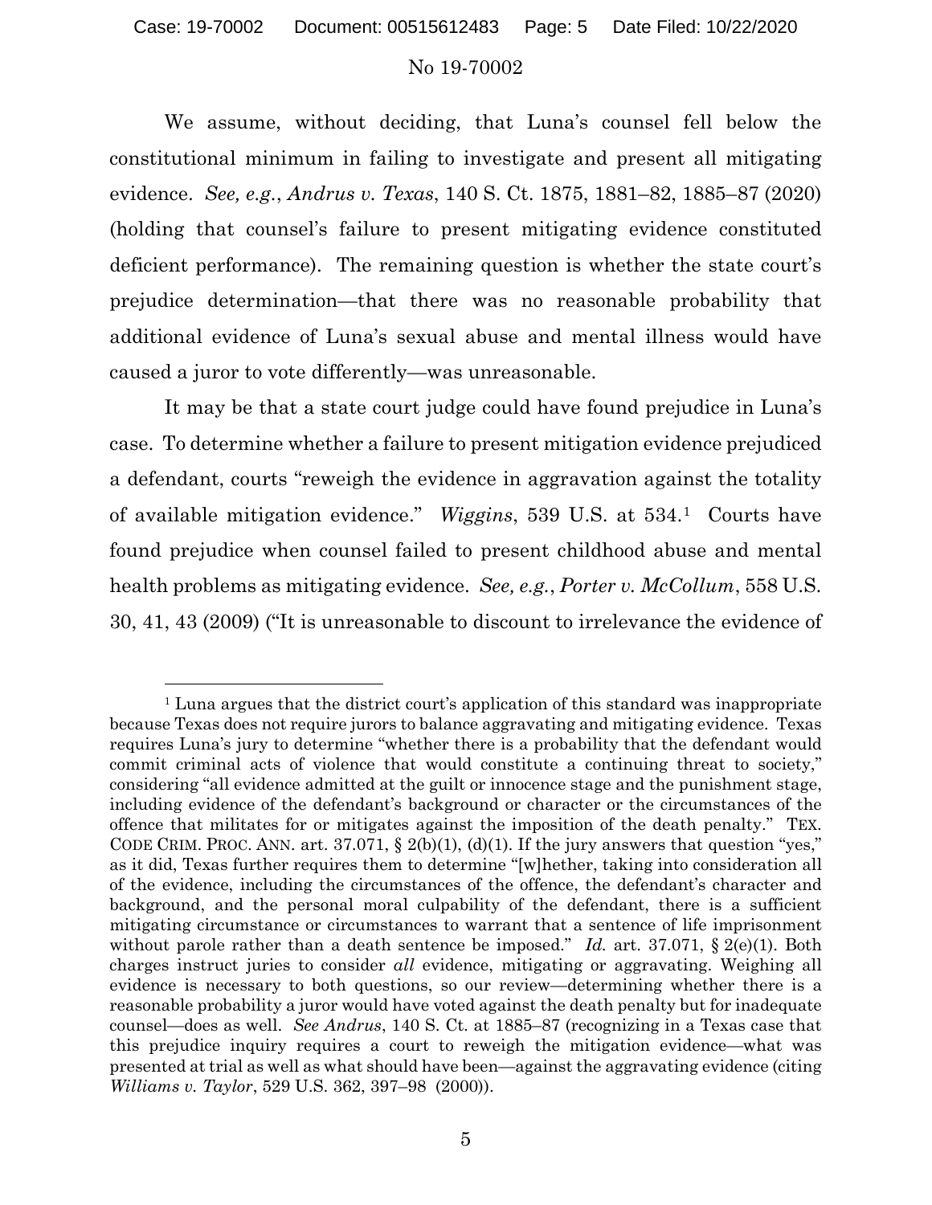We assume, without deciding, that Luna's counsel fell below the constitutional minimum in failing to investigate and present all mitigating evidence. *See, e.g.*, *Andrus v. Texas*, 140 S. Ct. 1875, 1881–82, 1885–87 (2020) (holding that counsel's failure to present mitigating evidence constituted deficient performance). The remaining question is whether the state court's prejudice determination—that there was no reasonable probability that additional evidence of Luna's sexual abuse and mental illness would have caused a juror to vote differently—was unreasonable.

It may be that a state court judge could have found prejudice in Luna's case. To determine whether a failure to present mitigation evidence prejudiced a defendant, courts "reweigh the evidence in aggravation against the totality of available mitigation evidence." *Wiggins*, 539 U.S. at 534.[1] Courts have found prejudice when counsel failed to present childhood abuse and mental health problems as mitigating evidence. *See, e.g.*, *Porter v. McCollum*, 558 U.S. 30, 41, 43 (2009) ("It is unreasonable to discount to irrelevance the evidence of

---

[1] Luna argues that the district court's application of this standard was inappropriate because Texas does not require jurors to balance aggravating and mitigating evidence. Texas requires Luna's jury to determine "whether there is a probability that the defendant would commit criminal acts of violence that would constitute a continuing threat to society," considering "all evidence admitted at the guilt or innocence stage and the punishment stage, including evidence of the defendant's background or character or the circumstances of the offence that militates for or mitigates against the imposition of the death penalty." TEX. CODE CRIM. PROC. ANN. art. 37.071, § 2(b)(1), (d)(1). If the jury answers that question "yes," as it did, Texas further requires them to determine "[w]hether, taking into consideration all of the evidence, including the circumstances of the offence, the defendant's character and background, and the personal moral culpability of the defendant, there is a sufficient mitigating circumstance or circumstances to warrant that a sentence of life imprisonment without parole rather than a death sentence be imposed." *Id.* art. 37.071, § 2(e)(1). Both charges instruct juries to consider *all* evidence, mitigating or aggravating. Weighing all evidence is necessary to both questions, so our review—determining whether there is a reasonable probability a juror would have voted against the death penalty but for inadequate counsel—does as well. *See Andrus*, 140 S. Ct. at 1885–87 (recognizing in a Texas case that this prejudice inquiry requires a court to reweigh the mitigation evidence—what was presented at trial as well as what should have been—against the aggravating evidence (citing *Williams v. Taylor*, 529 U.S. 362, 397–98 (2000)).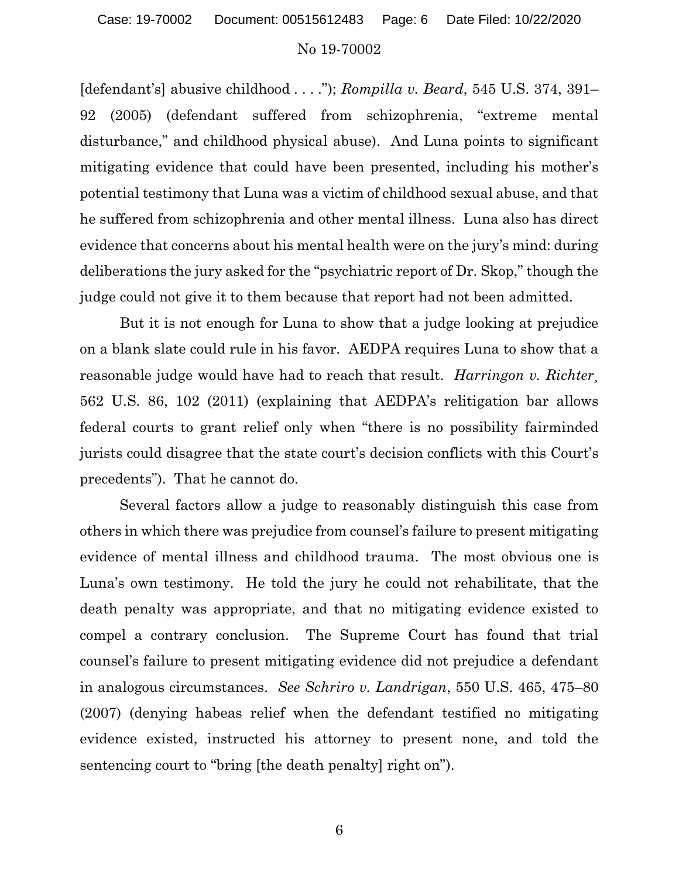[defendant's] abusive childhood . . . ."); *Rompilla v. Beard*, 545 U.S. 374, 391–92 (2005) (defendant suffered from schizophrenia, "extreme mental disturbance," and childhood physical abuse). And Luna points to significant mitigating evidence that could have been presented, including his mother's potential testimony that Luna was a victim of childhood sexual abuse, and that he suffered from schizophrenia and other mental illness. Luna also has direct evidence that concerns about his mental health were on the jury's mind: during deliberations the jury asked for the "psychiatric report of Dr. Skop," though the judge could not give it to them because that report had not been admitted.

But it is not enough for Luna to show that a judge looking at prejudice on a blank slate could rule in his favor. AEDPA requires Luna to show that a reasonable judge would have had to reach that result. *Harringon v. Richter*, 562 U.S. 86, 102 (2011) (explaining that AEDPA's relitigation bar allows federal courts to grant relief only when "there is no possibility fairminded jurists could disagree that the state court's decision conflicts with this Court's precedents"). That he cannot do.

Several factors allow a judge to reasonably distinguish this case from others in which there was prejudice from counsel's failure to present mitigating evidence of mental illness and childhood trauma. The most obvious one is Luna's own testimony. He told the jury he could not rehabilitate, that the death penalty was appropriate, and that no mitigating evidence existed to compel a contrary conclusion. The Supreme Court has found that trial counsel's failure to present mitigating evidence did not prejudice a defendant in analogous circumstances. *See Schriro v. Landrigan*, 550 U.S. 465, 475–80 (2007) (denying habeas relief when the defendant testified no mitigating evidence existed, instructed his attorney to present none, and told the sentencing court to "bring [the death penalty] right on").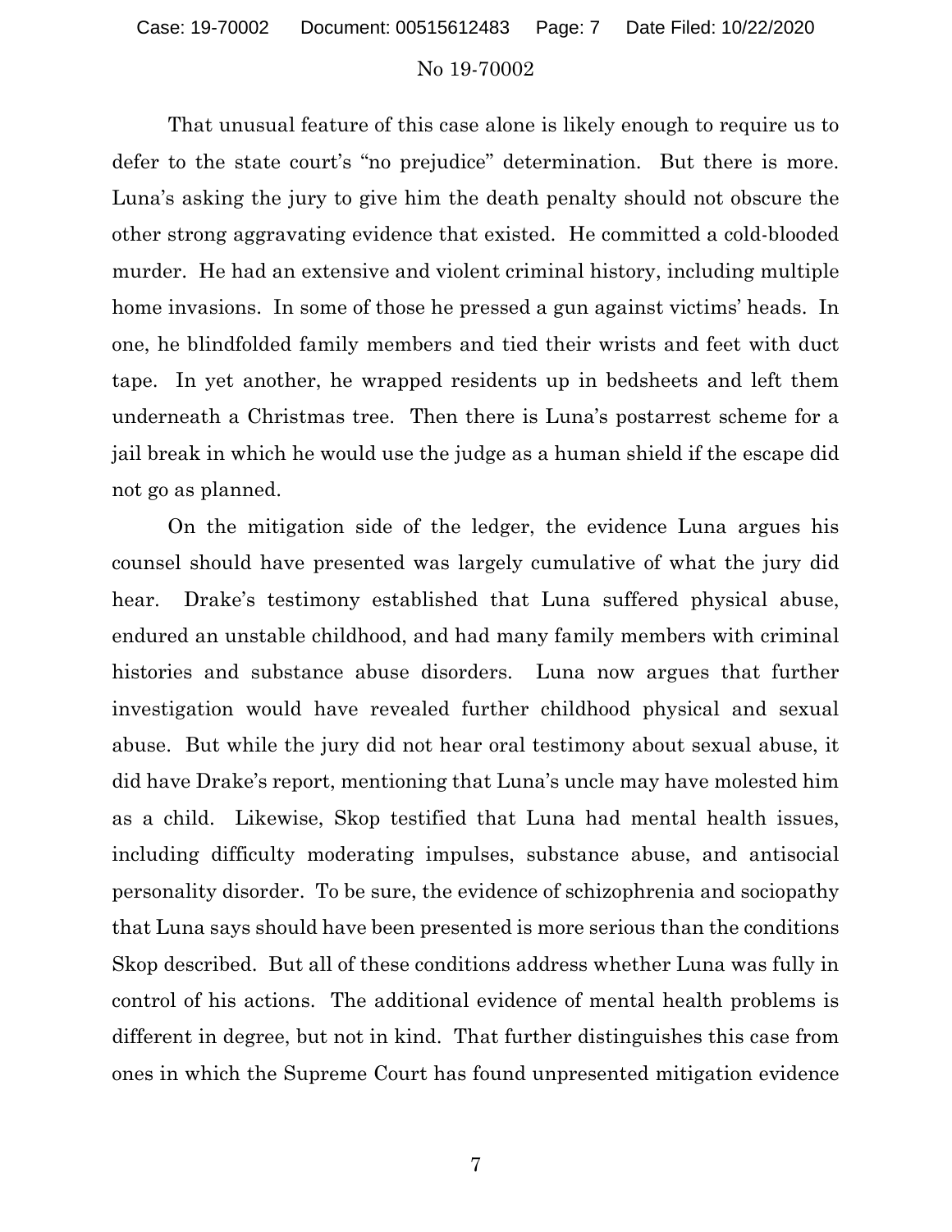That unusual feature of this case alone is likely enough to require us to defer to the state court's "no prejudice" determination. But there is more. Luna's asking the jury to give him the death penalty should not obscure the other strong aggravating evidence that existed. He committed a cold-blooded murder. He had an extensive and violent criminal history, including multiple home invasions. In some of those he pressed a gun against victims' heads. In one, he blindfolded family members and tied their wrists and feet with duct tape. In yet another, he wrapped residents up in bedsheets and left them underneath a Christmas tree. Then there is Luna's postarrest scheme for a jail break in which he would use the judge as a human shield if the escape did not go as planned.

On the mitigation side of the ledger, the evidence Luna argues his counsel should have presented was largely cumulative of what the jury did hear. Drake's testimony established that Luna suffered physical abuse, endured an unstable childhood, and had many family members with criminal histories and substance abuse disorders. Luna now argues that further investigation would have revealed further childhood physical and sexual abuse. But while the jury did not hear oral testimony about sexual abuse, it did have Drake's report, mentioning that Luna's uncle may have molested him as a child. Likewise, Skop testified that Luna had mental health issues, including difficulty moderating impulses, substance abuse, and antisocial personality disorder. To be sure, the evidence of schizophrenia and sociopathy that Luna says should have been presented is more serious than the conditions Skop described. But all of these conditions address whether Luna was fully in control of his actions. The additional evidence of mental health problems is different in degree, but not in kind. That further distinguishes this case from ones in which the Supreme Court has found unpresented mitigation evidence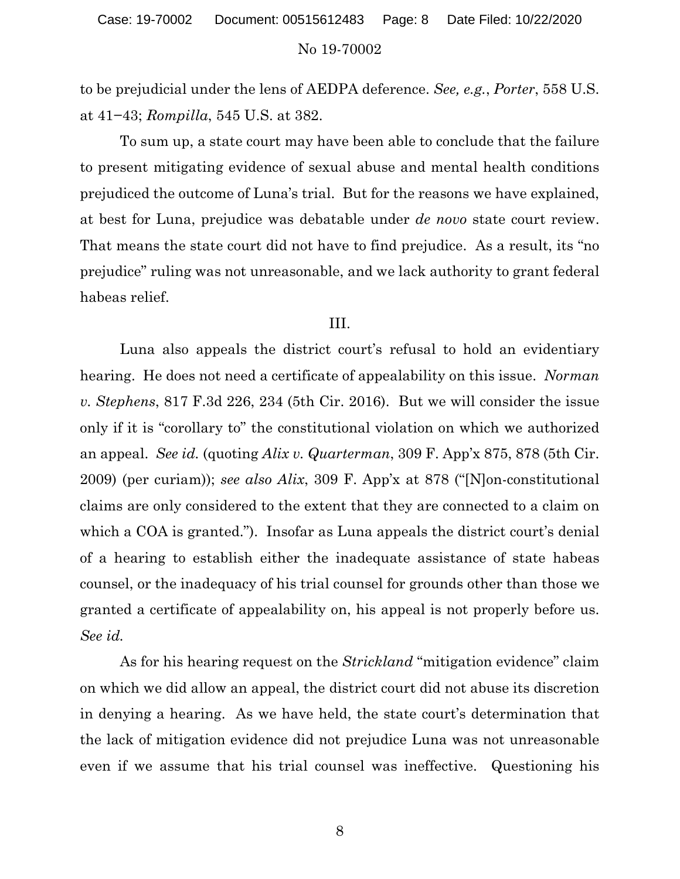to be prejudicial under the lens of AEDPA deference. *See, e.g.*, *Porter*, 558 U.S. at 41−43; *Rompilla*, 545 U.S. at 382.

To sum up, a state court may have been able to conclude that the failure to present mitigating evidence of sexual abuse and mental health conditions prejudiced the outcome of Luna's trial. But for the reasons we have explained, at best for Luna, prejudice was debatable under *de novo* state court review. That means the state court did not have to find prejudice. As a result, its "no prejudice" ruling was not unreasonable, and we lack authority to grant federal habeas relief.

## III.

Luna also appeals the district court's refusal to hold an evidentiary hearing. He does not need a certificate of appealability on this issue. *Norman v. Stephens*, 817 F.3d 226, 234 (5th Cir. 2016). But we will consider the issue only if it is "corollary to" the constitutional violation on which we authorized an appeal. *See id.* (quoting *Alix v. Quarterman*, 309 F. App'x 875, 878 (5th Cir. 2009) (per curiam)); *see also Alix*, 309 F. App'x at 878 ("[N]on-constitutional claims are only considered to the extent that they are connected to a claim on which a COA is granted."). Insofar as Luna appeals the district court's denial of a hearing to establish either the inadequate assistance of state habeas counsel, or the inadequacy of his trial counsel for grounds other than those we granted a certificate of appealability on, his appeal is not properly before us. *See id.*

As for his hearing request on the *Strickland* "mitigation evidence" claim on which we did allow an appeal, the district court did not abuse its discretion in denying a hearing. As we have held, the state court's determination that the lack of mitigation evidence did not prejudice Luna was not unreasonable even if we assume that his trial counsel was ineffective. Questioning his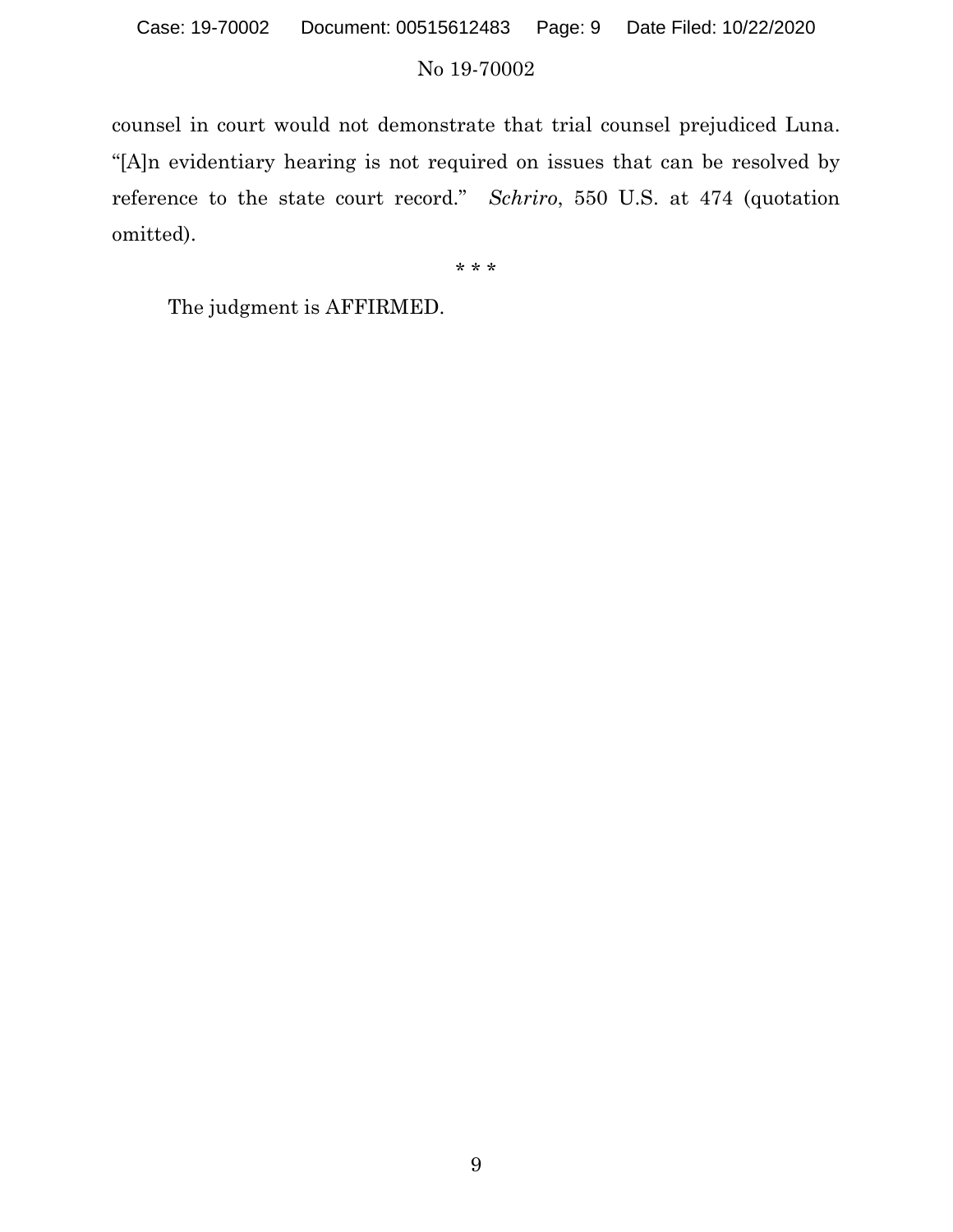counsel in court would not demonstrate that trial counsel prejudiced Luna. "[A]n evidentiary hearing is not required on issues that can be resolved by reference to the state court record." *Schriro*, 550 U.S. at 474 (quotation omitted).

\* \* \*

The judgment is AFFIRMED.